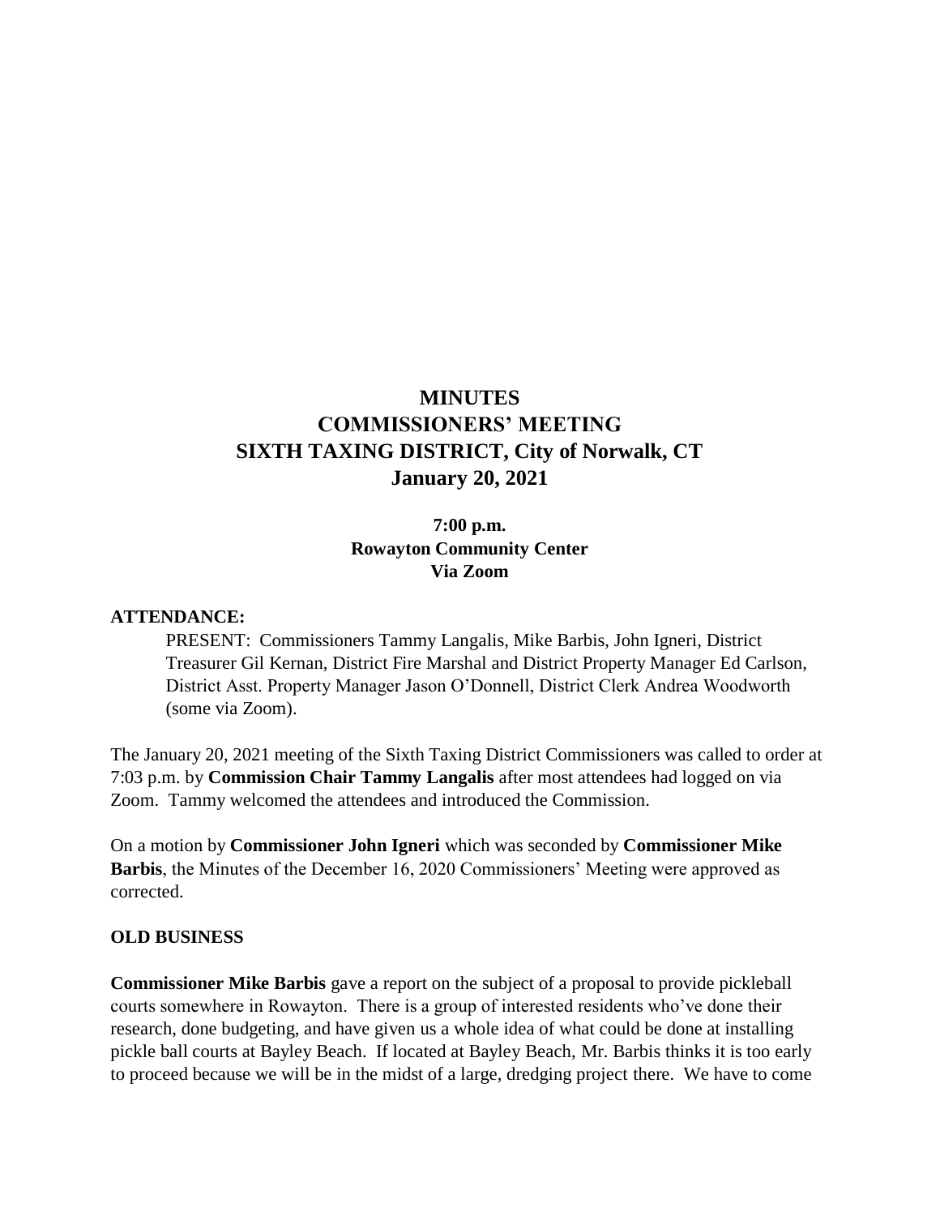# MINUTES
# COMMISSIONERS' MEETING
# SIXTH TAXING DISTRICT, City of Norwalk, CT
# January 20, 2021

**7:00 p.m.**
**Rowayton Community Center**
**Via Zoom**

**ATTENDANCE:**

PRESENT: Commissioners Tammy Langalis, Mike Barbis, John Igneri, District Treasurer Gil Kernan, District Fire Marshal and District Property Manager Ed Carlson, District Asst. Property Manager Jason O'Donnell, District Clerk Andrea Woodworth (some via Zoom).

The January 20, 2021 meeting of the Sixth Taxing District Commissioners was called to order at 7:03 p.m. by **Commission Chair Tammy Langalis** after most attendees had logged on via Zoom. Tammy welcomed the attendees and introduced the Commission.

On a motion by **Commissioner John Igneri** which was seconded by **Commissioner Mike Barbis**, the Minutes of the December 16, 2020 Commissioners' Meeting were approved as corrected.

**OLD BUSINESS**

**Commissioner Mike Barbis** gave a report on the subject of a proposal to provide pickleball courts somewhere in Rowayton. There is a group of interested residents who've done their research, done budgeting, and have given us a whole idea of what could be done at installing pickle ball courts at Bayley Beach. If located at Bayley Beach, Mr. Barbis thinks it is too early to proceed because we will be in the midst of a large, dredging project there. We have to come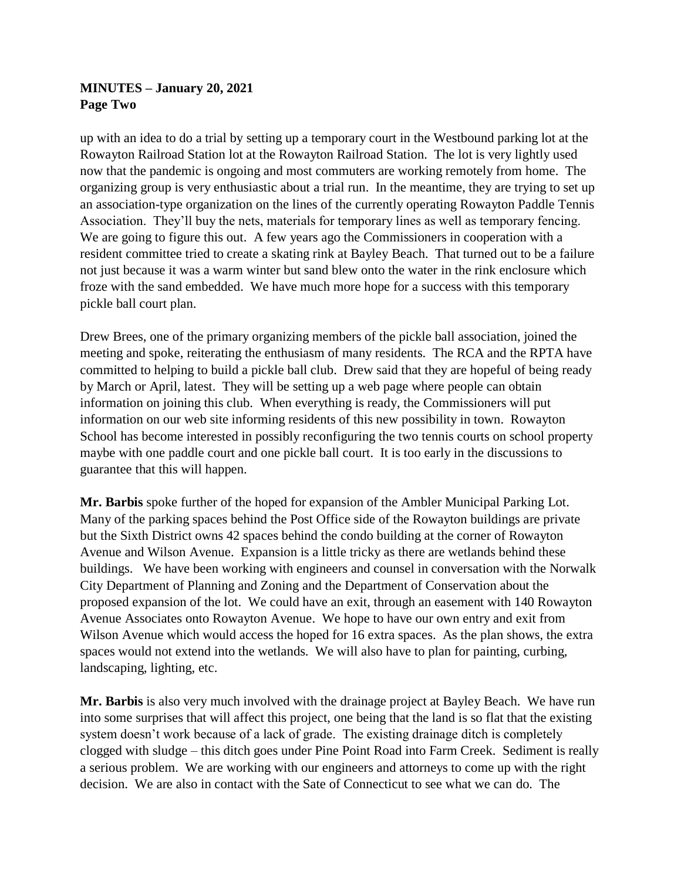up with an idea to do a trial by setting up a temporary court in the Westbound parking lot at the Rowayton Railroad Station lot at the Rowayton Railroad Station. The lot is very lightly used now that the pandemic is ongoing and most commuters are working remotely from home. The organizing group is very enthusiastic about a trial run. In the meantime, they are trying to set up an association-type organization on the lines of the currently operating Rowayton Paddle Tennis Association. They'll buy the nets, materials for temporary lines as well as temporary fencing. We are going to figure this out. A few years ago the Commissioners in cooperation with a resident committee tried to create a skating rink at Bayley Beach. That turned out to be a failure not just because it was a warm winter but sand blew onto the water in the rink enclosure which froze with the sand embedded. We have much more hope for a success with this temporary pickle ball court plan.

Drew Brees, one of the primary organizing members of the pickle ball association, joined the meeting and spoke, reiterating the enthusiasm of many residents. The RCA and the RPTA have committed to helping to build a pickle ball club. Drew said that they are hopeful of being ready by March or April, latest. They will be setting up a web page where people can obtain information on joining this club. When everything is ready, the Commissioners will put information on our web site informing residents of this new possibility in town. Rowayton School has become interested in possibly reconfiguring the two tennis courts on school property maybe with one paddle court and one pickle ball court. It is too early in the discussions to guarantee that this will happen.

**Mr. Barbis** spoke further of the hoped for expansion of the Ambler Municipal Parking Lot. Many of the parking spaces behind the Post Office side of the Rowayton buildings are private but the Sixth District owns 42 spaces behind the condo building at the corner of Rowayton Avenue and Wilson Avenue. Expansion is a little tricky as there are wetlands behind these buildings. We have been working with engineers and counsel in conversation with the Norwalk City Department of Planning and Zoning and the Department of Conservation about the proposed expansion of the lot. We could have an exit, through an easement with 140 Rowayton Avenue Associates onto Rowayton Avenue. We hope to have our own entry and exit from Wilson Avenue which would access the hoped for 16 extra spaces. As the plan shows, the extra spaces would not extend into the wetlands. We will also have to plan for painting, curbing, landscaping, lighting, etc.

**Mr. Barbis** is also very much involved with the drainage project at Bayley Beach. We have run into some surprises that will affect this project, one being that the land is so flat that the existing system doesn't work because of a lack of grade. The existing drainage ditch is completely clogged with sludge – this ditch goes under Pine Point Road into Farm Creek. Sediment is really a serious problem. We are working with our engineers and attorneys to come up with the right decision. We are also in contact with the Sate of Connecticut to see what we can do. The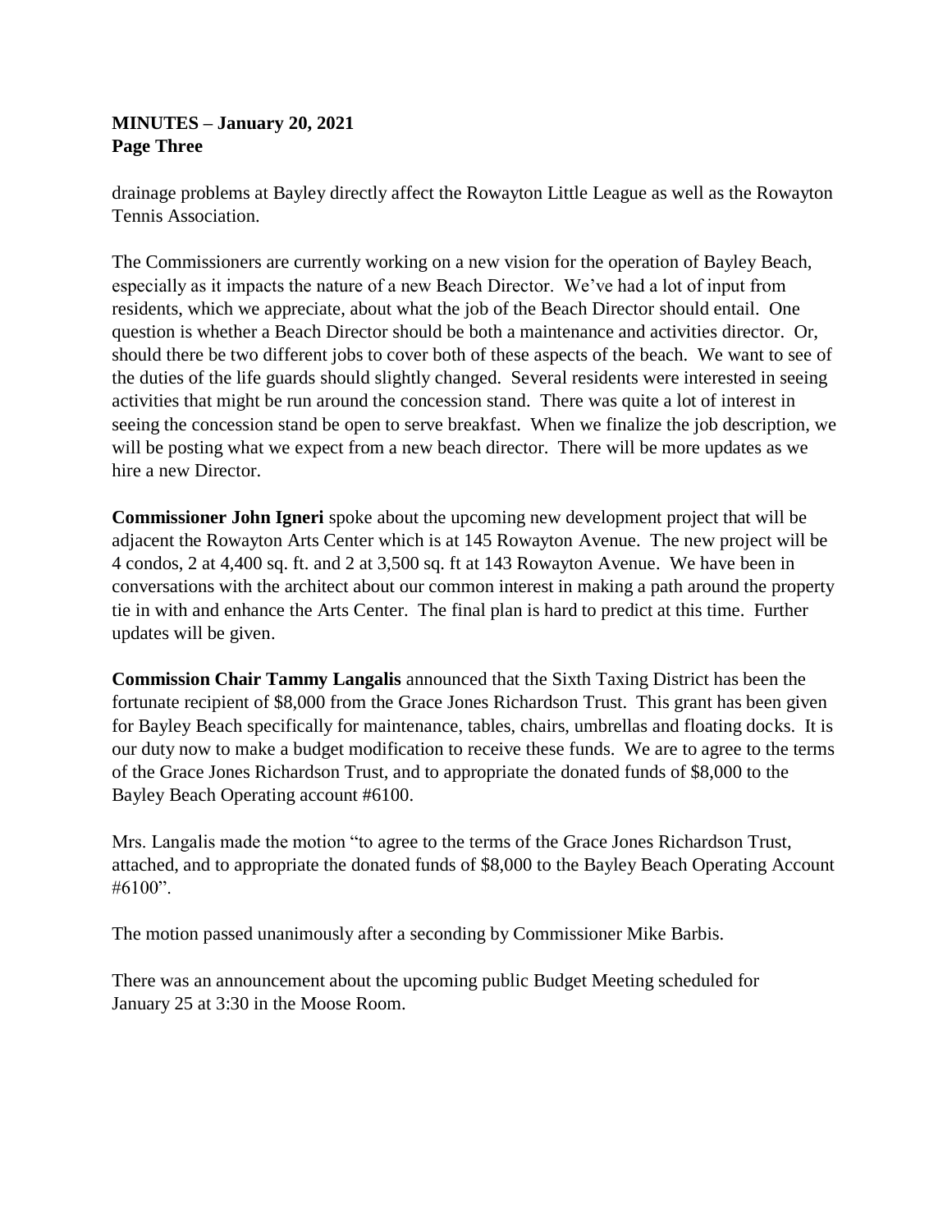drainage problems at Bayley directly affect the Rowayton Little League as well as the Rowayton Tennis Association.

The Commissioners are currently working on a new vision for the operation of Bayley Beach, especially as it impacts the nature of a new Beach Director. We've had a lot of input from residents, which we appreciate, about what the job of the Beach Director should entail. One question is whether a Beach Director should be both a maintenance and activities director. Or, should there be two different jobs to cover both of these aspects of the beach. We want to see of the duties of the life guards should slightly changed. Several residents were interested in seeing activities that might be run around the concession stand. There was quite a lot of interest in seeing the concession stand be open to serve breakfast. When we finalize the job description, we will be posting what we expect from a new beach director. There will be more updates as we hire a new Director.

**Commissioner John Igneri** spoke about the upcoming new development project that will be adjacent the Rowayton Arts Center which is at 145 Rowayton Avenue. The new project will be 4 condos, 2 at 4,400 sq. ft. and 2 at 3,500 sq. ft at 143 Rowayton Avenue. We have been in conversations with the architect about our common interest in making a path around the property tie in with and enhance the Arts Center. The final plan is hard to predict at this time. Further updates will be given.

**Commission Chair Tammy Langalis** announced that the Sixth Taxing District has been the fortunate recipient of $8,000 from the Grace Jones Richardson Trust. This grant has been given for Bayley Beach specifically for maintenance, tables, chairs, umbrellas and floating docks. It is our duty now to make a budget modification to receive these funds. We are to agree to the terms of the Grace Jones Richardson Trust, and to appropriate the donated funds of $8,000 to the Bayley Beach Operating account #6100.

Mrs. Langalis made the motion "to agree to the terms of the Grace Jones Richardson Trust, attached, and to appropriate the donated funds of $8,000 to the Bayley Beach Operating Account #6100".

The motion passed unanimously after a seconding by Commissioner Mike Barbis.

There was an announcement about the upcoming public Budget Meeting scheduled for January 25 at 3:30 in the Moose Room.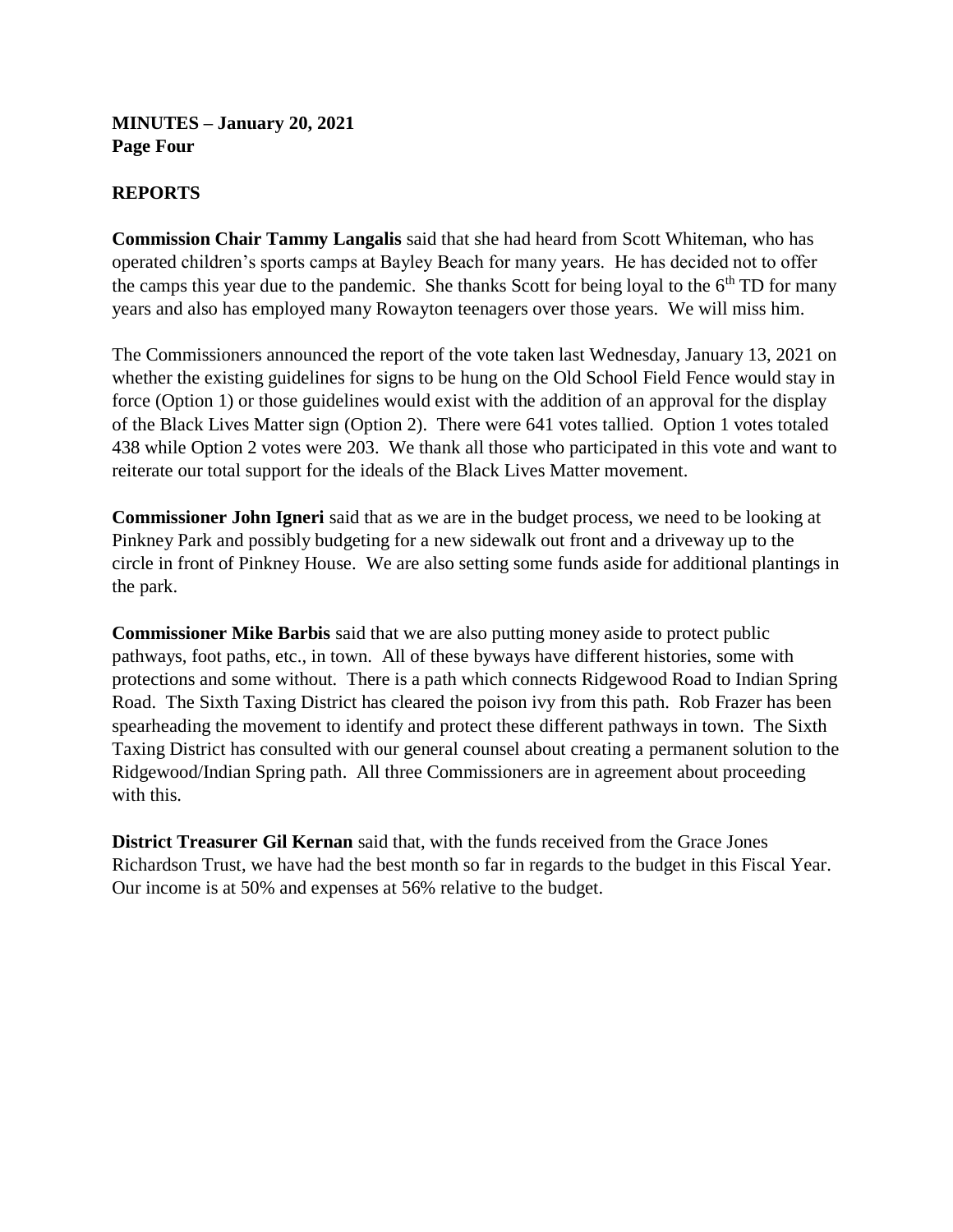**MINUTES – January 20, 2021**
**Page Four**

**REPORTS**

**Commission Chair Tammy Langalis** said that she had heard from Scott Whiteman, who has operated children's sports camps at Bayley Beach for many years. He has decided not to offer the camps this year due to the pandemic. She thanks Scott for being loyal to the 6th TD for many years and also has employed many Rowayton teenagers over those years. We will miss him.

The Commissioners announced the report of the vote taken last Wednesday, January 13, 2021 on whether the existing guidelines for signs to be hung on the Old School Field Fence would stay in force (Option 1) or those guidelines would exist with the addition of an approval for the display of the Black Lives Matter sign (Option 2). There were 641 votes tallied. Option 1 votes totaled 438 while Option 2 votes were 203. We thank all those who participated in this vote and want to reiterate our total support for the ideals of the Black Lives Matter movement.

**Commissioner John Igneri** said that as we are in the budget process, we need to be looking at Pinkney Park and possibly budgeting for a new sidewalk out front and a driveway up to the circle in front of Pinkney House. We are also setting some funds aside for additional plantings in the park.

**Commissioner Mike Barbis** said that we are also putting money aside to protect public pathways, foot paths, etc., in town. All of these byways have different histories, some with protections and some without. There is a path which connects Ridgewood Road to Indian Spring Road. The Sixth Taxing District has cleared the poison ivy from this path. Rob Frazer has been spearheading the movement to identify and protect these different pathways in town. The Sixth Taxing District has consulted with our general counsel about creating a permanent solution to the Ridgewood/Indian Spring path. All three Commissioners are in agreement about proceeding with this.

**District Treasurer Gil Kernan** said that, with the funds received from the Grace Jones Richardson Trust, we have had the best month so far in regards to the budget in this Fiscal Year. Our income is at 50% and expenses at 56% relative to the budget.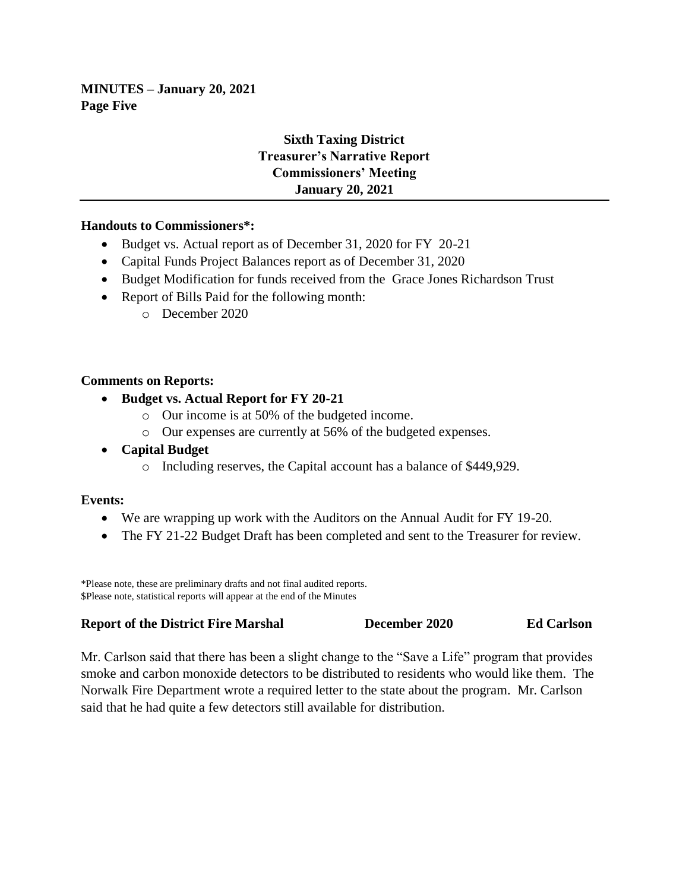**MINUTES – January 20, 2021**
**Page Five**

### Sixth Taxing District
### Treasurer's Narrative Report
### Commissioners' Meeting
### January 20, 2021

---

**Handouts to Commissioners*:**

- Budget vs. Actual report as of December 31, 2020 for FY 20-21
- Capital Funds Project Balances report as of December 31, 2020
- Budget Modification for funds received from the Grace Jones Richardson Trust
- Report of Bills Paid for the following month:
  - December 2020

**Comments on Reports:**

- **Budget vs. Actual Report for FY 20-21**
  - Our income is at 50% of the budgeted income.
  - Our expenses are currently at 56% of the budgeted expenses.
- **Capital Budget**
  - Including reserves, the Capital account has a balance of $449,929.

**Events:**

- We are wrapping up work with the Auditors on the Annual Audit for FY 19-20.
- The FY 21-22 Budget Draft has been completed and sent to the Treasurer for review.

*Please note, these are preliminary drafts and not final audited reports.
$Please note, statistical reports will appear at the end of the Minutes

**Report of the District Fire Marshal December 2020 Ed Carlson**

Mr. Carlson said that there has been a slight change to the "Save a Life" program that provides smoke and carbon monoxide detectors to be distributed to residents who would like them. The Norwalk Fire Department wrote a required letter to the state about the program. Mr. Carlson said that he had quite a few detectors still available for distribution.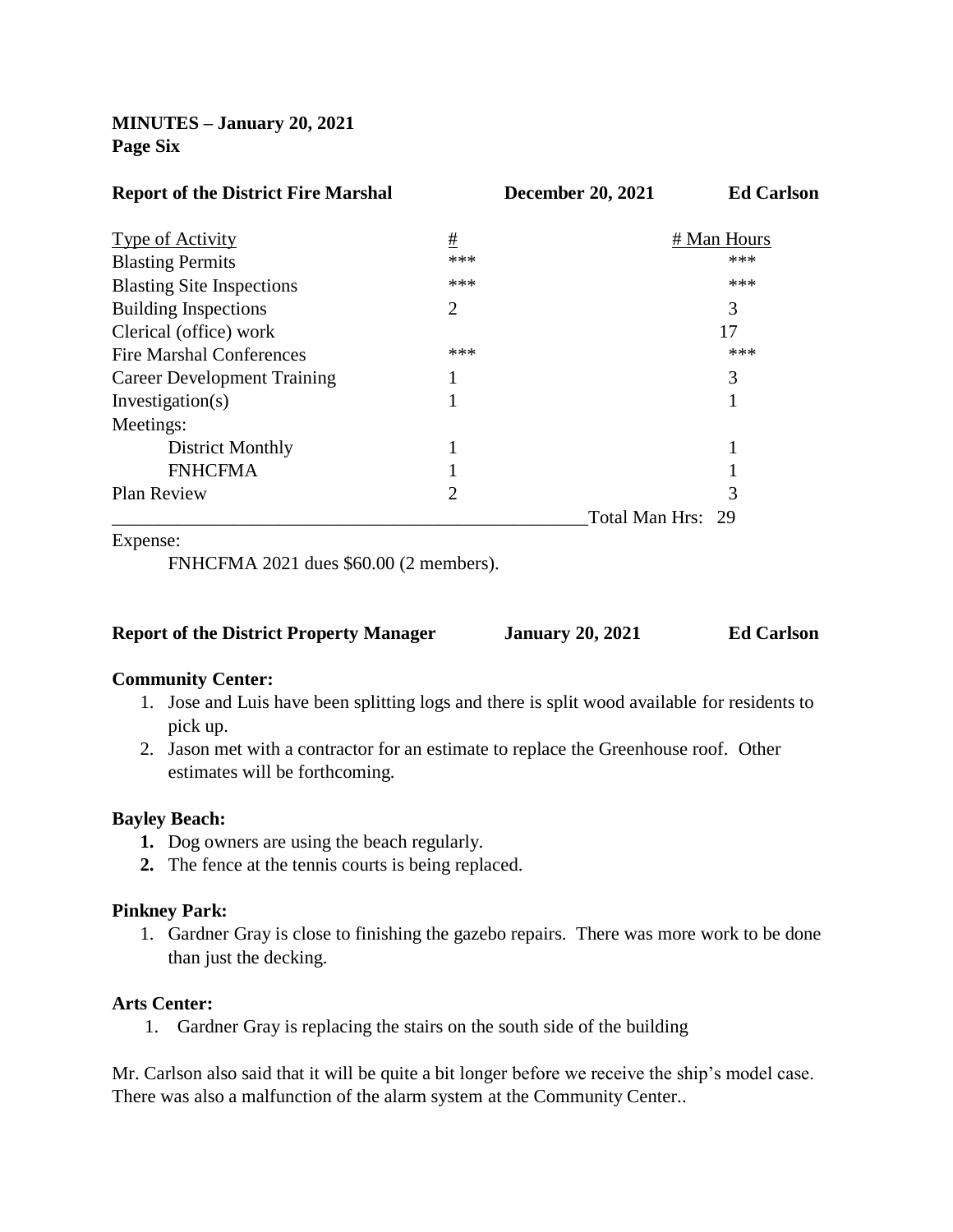**MINUTES – January 20, 2021**
**Page Six**

**Report of the District Fire Marshal** **December 20, 2021** **Ed Carlson**

| Type of Activity | # | # Man Hours |
|---|---|---|
| Blasting Permits | *** | *** |
| Blasting Site Inspections | *** | *** |
| Building Inspections | 2 | 3 |
| Clerical (office) work | | 17 |
| Fire Marshal Conferences | *** | *** |
| Career Development Training | 1 | 3 |
| Investigation(s) | 1 | 1 |
| Meetings: | | |
| District Monthly | 1 | 1 |
| FNHCFMA | 1 | 1 |
| Plan Review | 2 | 3 |
| | Total Man Hrs: | 29 |

Expense:

FNHCFMA 2021 dues $60.00 (2 members).

**Report of the District Property Manager** **January 20, 2021** **Ed Carlson**

**Community Center:**

1. Jose and Luis have been splitting logs and there is split wood available for residents to pick up.
2. Jason met with a contractor for an estimate to replace the Greenhouse roof. Other estimates will be forthcoming.

**Bayley Beach:**

1. Dog owners are using the beach regularly.
2. The fence at the tennis courts is being replaced.

**Pinkney Park:**

1. Gardner Gray is close to finishing the gazebo repairs. There was more work to be done than just the decking.

**Arts Center:**

1. Gardner Gray is replacing the stairs on the south side of the building

Mr. Carlson also said that it will be quite a bit longer before we receive the ship's model case. There was also a malfunction of the alarm system at the Community Center..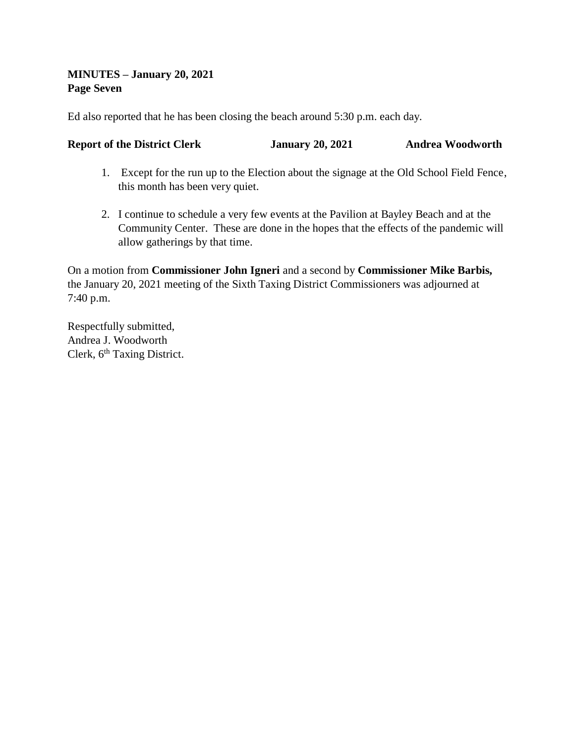**MINUTES – January 20, 2021**
**Page Seven**

Ed also reported that he has been closing the beach around 5:30 p.m. each day.

**Report of the District Clerk January 20, 2021 Andrea Woodworth**

1. Except for the run up to the Election about the signage at the Old School Field Fence, this month has been very quiet.

2. I continue to schedule a very few events at the Pavilion at Bayley Beach and at the Community Center. These are done in the hopes that the effects of the pandemic will allow gatherings by that time.

On a motion from **Commissioner John Igneri** and a second by **Commissioner Mike Barbis,** the January 20, 2021 meeting of the Sixth Taxing District Commissioners was adjourned at 7:40 p.m.

Respectfully submitted,
Andrea J. Woodworth
Clerk, 6th Taxing District.